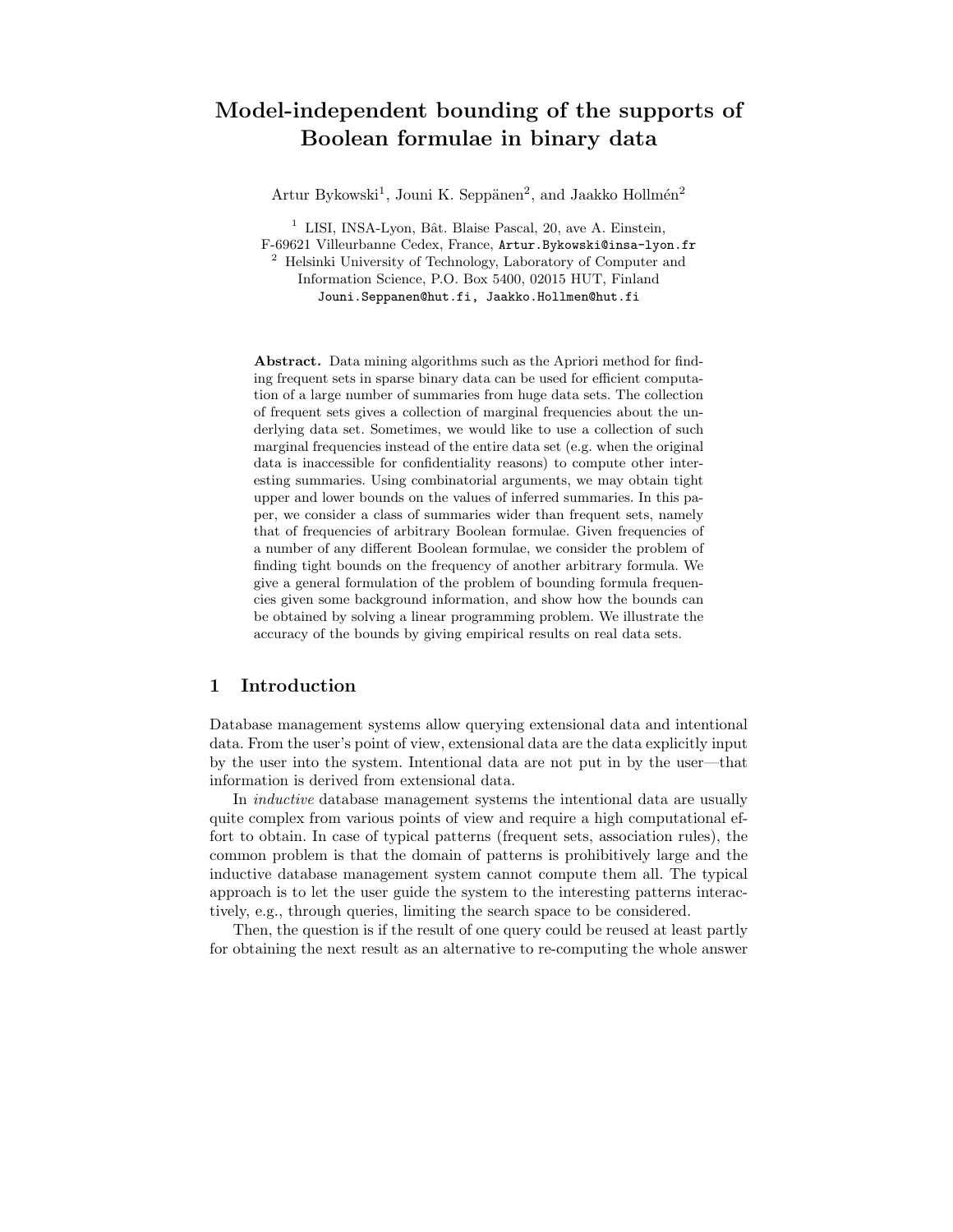# Model-independent bounding of the supports of Boolean formulae in binary data

Artur Bykowski[1], Jouni K. Seppänen[2], and Jaakko Hollmén[2]

[1] LISI, INSA-Lyon, Bât. Blaise Pascal, 20, ave A. Einstein, F-69621 Villeurbanne Cedex, France, Artur.Bykowski@insa-lyon.fr

[2] Helsinki University of Technology, Laboratory of Computer and Information Science, P.O. Box 5400, 02015 HUT, Finland
Jouni.Seppanen@hut.fi, Jaakko.Hollmen@hut.fi

**Abstract.** Data mining algorithms such as the Apriori method for finding frequent sets in sparse binary data can be used for efficient computation of a large number of summaries from huge data sets. The collection of frequent sets gives a collection of marginal frequencies about the underlying data set. Sometimes, we would like to use a collection of such marginal frequencies instead of the entire data set (e.g. when the original data is inaccessible for confidentiality reasons) to compute other interesting summaries. Using combinatorial arguments, we may obtain tight upper and lower bounds on the values of inferred summaries. In this paper, we consider a class of summaries wider than frequent sets, namely that of frequencies of arbitrary Boolean formulae. Given frequencies of a number of any different Boolean formulae, we consider the problem of finding tight bounds on the frequency of another arbitrary formula. We give a general formulation of the problem of bounding formula frequencies given some background information, and show how the bounds can be obtained by solving a linear programming problem. We illustrate the accuracy of the bounds by giving empirical results on real data sets.

## 1 Introduction

Database management systems allow querying extensional data and intentional data. From the user's point of view, extensional data are the data explicitly input by the user into the system. Intentional data are not put in by the user—that information is derived from extensional data.

In *inductive* database management systems the intentional data are usually quite complex from various points of view and require a high computational effort to obtain. In case of typical patterns (frequent sets, association rules), the common problem is that the domain of patterns is prohibitively large and the inductive database management system cannot compute them all. The typical approach is to let the user guide the system to the interesting patterns interactively, e.g., through queries, limiting the search space to be considered.

Then, the question is if the result of one query could be reused at least partly for obtaining the next result as an alternative to re-computing the whole answer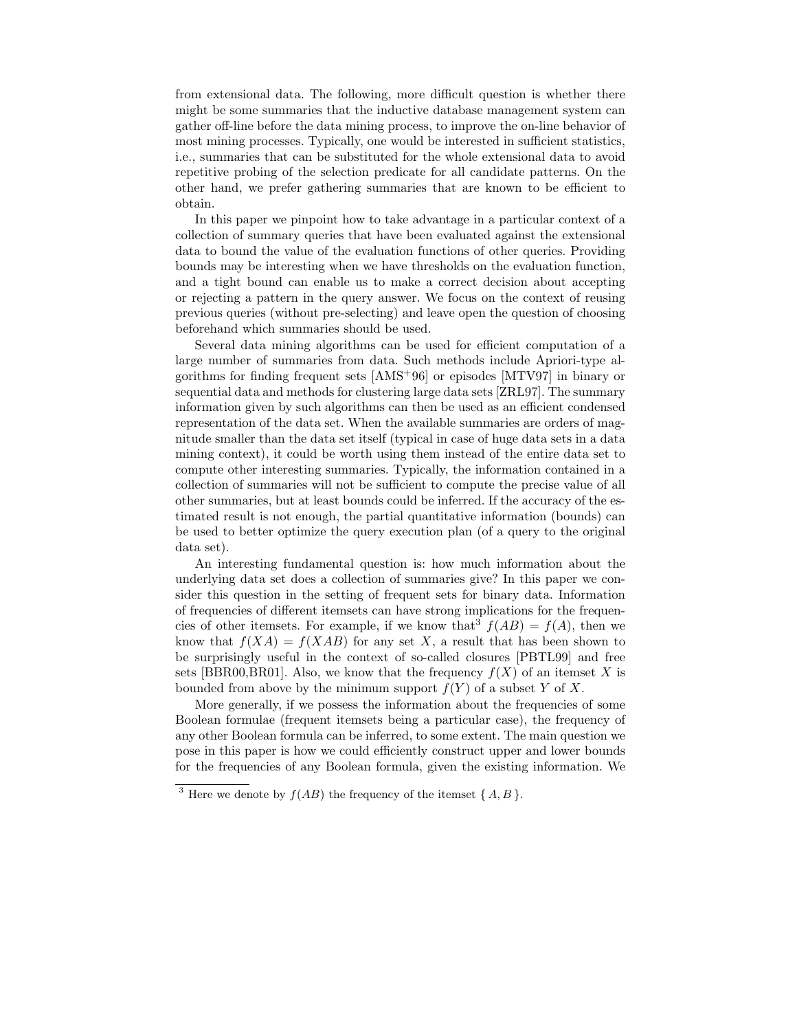from extensional data. The following, more difficult question is whether there might be some summaries that the inductive database management system can gather off-line before the data mining process, to improve the on-line behavior of most mining processes. Typically, one would be interested in sufficient statistics, i.e., summaries that can be substituted for the whole extensional data to avoid repetitive probing of the selection predicate for all candidate patterns. On the other hand, we prefer gathering summaries that are known to be efficient to obtain.

In this paper we pinpoint how to take advantage in a particular context of a collection of summary queries that have been evaluated against the extensional data to bound the value of the evaluation functions of other queries. Providing bounds may be interesting when we have thresholds on the evaluation function, and a tight bound can enable us to make a correct decision about accepting or rejecting a pattern in the query answer. We focus on the context of reusing previous queries (without pre-selecting) and leave open the question of choosing beforehand which summaries should be used.

Several data mining algorithms can be used for efficient computation of a large number of summaries from data. Such methods include Apriori-type algorithms for finding frequent sets [AMS+96] or episodes [MTV97] in binary or sequential data and methods for clustering large data sets [ZRL97]. The summary information given by such algorithms can then be used as an efficient condensed representation of the data set. When the available summaries are orders of magnitude smaller than the data set itself (typical in case of huge data sets in a data mining context), it could be worth using them instead of the entire data set to compute other interesting summaries. Typically, the information contained in a collection of summaries will not be sufficient to compute the precise value of all other summaries, but at least bounds could be inferred. If the accuracy of the estimated result is not enough, the partial quantitative information (bounds) can be used to better optimize the query execution plan (of a query to the original data set).

An interesting fundamental question is: how much information about the underlying data set does a collection of summaries give? In this paper we consider this question in the setting of frequent sets for binary data. Information of frequencies of different itemsets can have strong implications for the frequencies of other itemsets. For example, if we know that[3] $f(AB) = f(A)$, then we know that $f(XA) = f(XAB)$ for any set $X$, a result that has been shown to be surprisingly useful in the context of so-called closures [PBTL99] and free sets [BBR00,BR01]. Also, we know that the frequency $f(X)$ of an itemset $X$ is bounded from above by the minimum support $f(Y)$ of a subset $Y$ of $X$.

More generally, if we possess the information about the frequencies of some Boolean formulae (frequent itemsets being a particular case), the frequency of any other Boolean formula can be inferred, to some extent. The main question we pose in this paper is how we could efficiently construct upper and lower bounds for the frequencies of any Boolean formula, given the existing information. We

[3] Here we denote by $f(AB)$ the frequency of the itemset $\{ A, B \}$.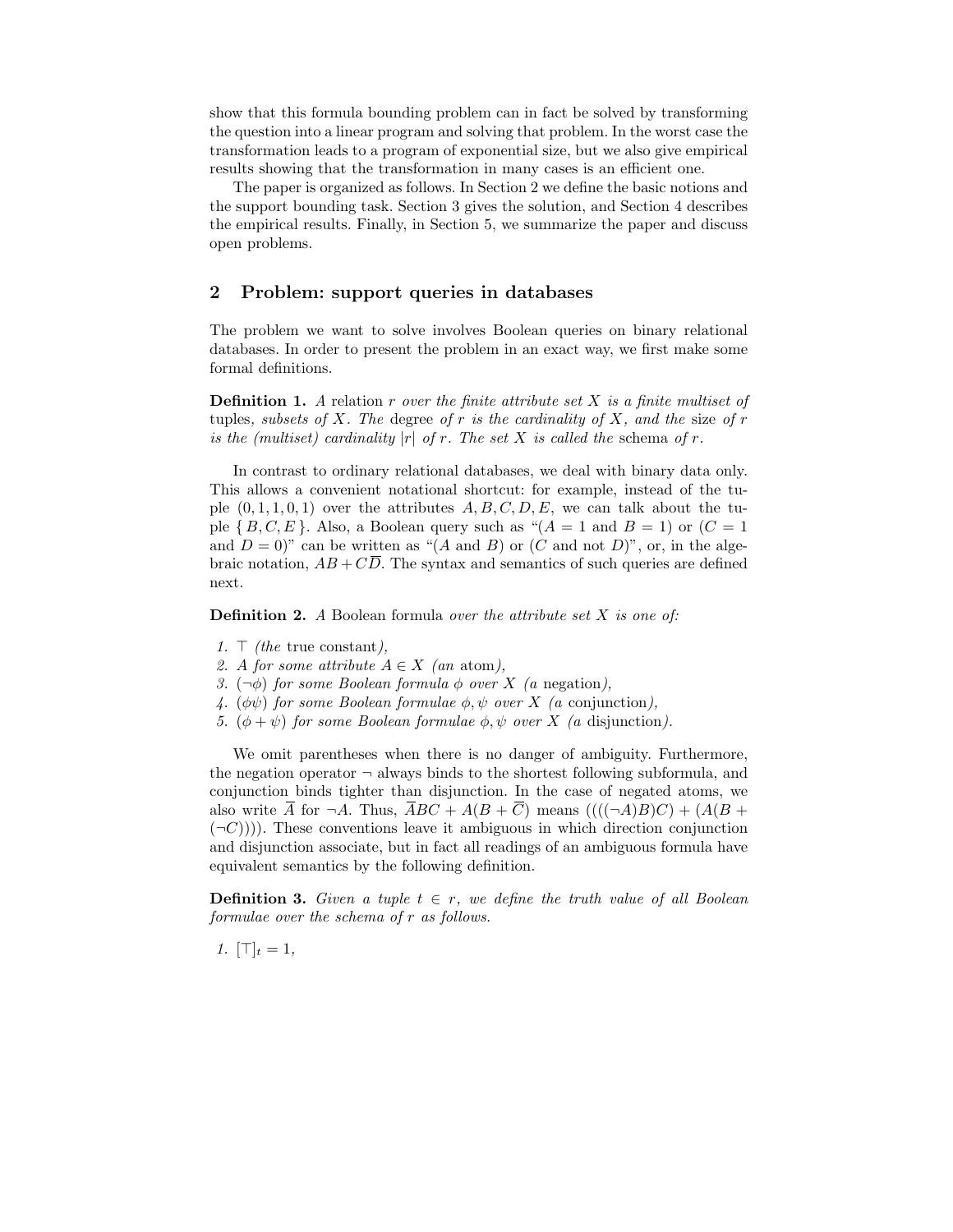show that this formula bounding problem can in fact be solved by transforming the question into a linear program and solving that problem. In the worst case the transformation leads to a program of exponential size, but we also give empirical results showing that the transformation in many cases is an efficient one.

The paper is organized as follows. In Section 2 we define the basic notions and the support bounding task. Section 3 gives the solution, and Section 4 describes the empirical results. Finally, in Section 5, we summarize the paper and discuss open problems.

## 2 Problem: support queries in databases

The problem we want to solve involves Boolean queries on binary relational databases. In order to present the problem in an exact way, we first make some formal definitions.

**Definition 1.** *A* relation $r$ *over the finite attribute set* $X$ *is a finite multiset of* tuples*, subsets of* $X$*. The* degree *of* $r$ *is the cardinality of* $X$*, and the* size *of* $r$ *is the (multiset) cardinality* $|r|$ *of* $r$*. The set* $X$ *is called the* schema *of* $r$*.*

In contrast to ordinary relational databases, we deal with binary data only. This allows a convenient notational shortcut: for example, instead of the tuple $(0, 1, 1, 0, 1)$ over the attributes $A, B, C, D, E$, we can talk about the tuple $\{B, C, E\}$. Also, a Boolean query such as "($A = 1$ and $B = 1$) or ($C = 1$ and $D = 0$)" can be written as "($A$ and $B$) or ($C$ and not $D$)", or, in the algebraic notation, $AB + C\overline{D}$. The syntax and semantics of such queries are defined next.

**Definition 2.** *A* Boolean formula *over the attribute set* $X$ *is one of:*

1. $\top$ *(the* true constant*),*
2. $A$ *for some attribute* $A \in X$ *(an* atom*),*
3. $(\neg\phi)$ *for some Boolean formula* $\phi$ *over* $X$ *(a* negation*),*
4. $(\phi\psi)$ *for some Boolean formulae* $\phi, \psi$ *over* $X$ *(a* conjunction*),*
5. $(\phi + \psi)$ *for some Boolean formulae* $\phi, \psi$ *over* $X$ *(a* disjunction*).*

We omit parentheses when there is no danger of ambiguity. Furthermore, the negation operator $\neg$ always binds to the shortest following subformula, and conjunction binds tighter than disjunction. In the case of negated atoms, we also write $\overline{A}$ for $\neg A$. Thus, $\overline{A}BC + A(B + \overline{C})$ means $((((\neg A)B)C) + (A(B + (\neg C))))$. These conventions leave it ambiguous in which direction conjunction and disjunction associate, but in fact all readings of an ambiguous formula have equivalent semantics by the following definition.

**Definition 3.** *Given a tuple* $t \in r$*, we define the truth value of all Boolean formulae over the schema of* $r$ *as follows.*

1. $[\top]_t = 1$,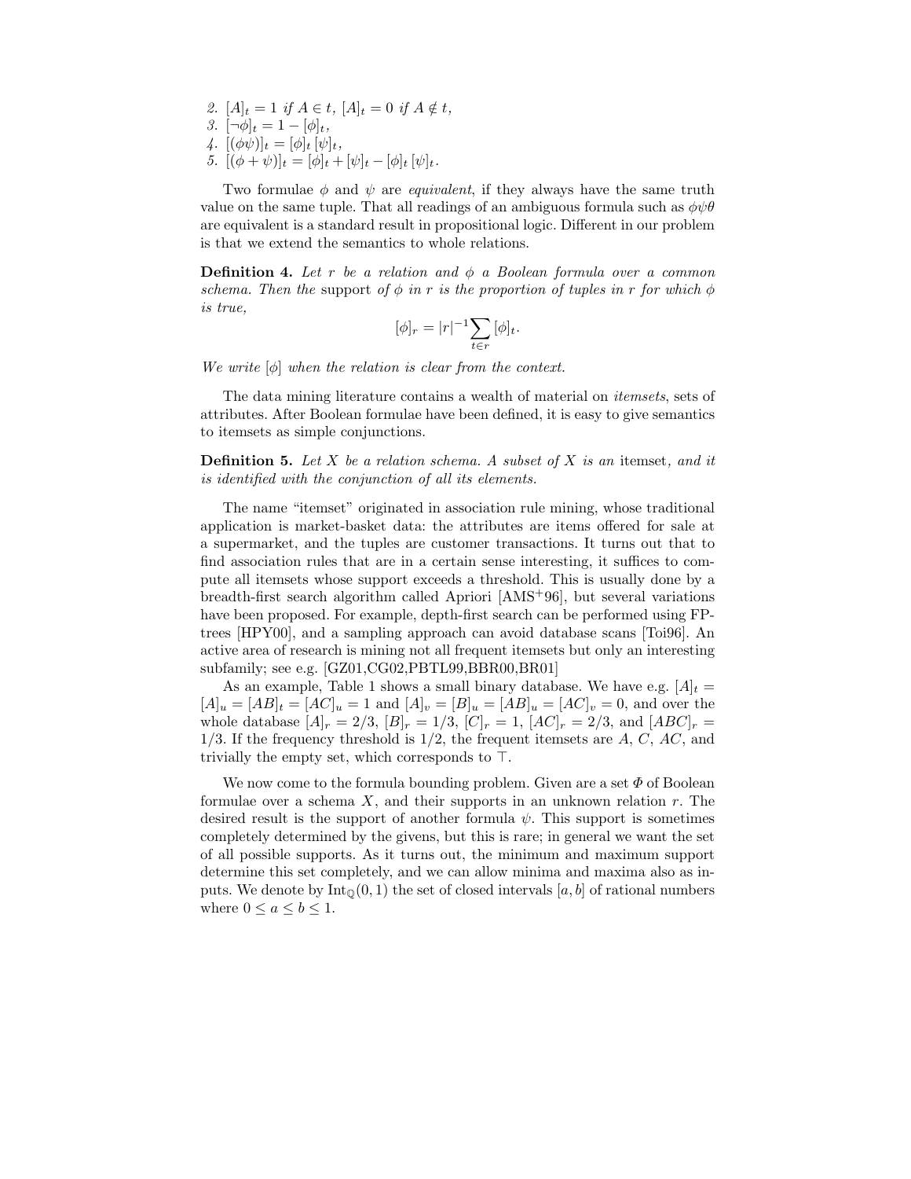2. $[A]_t = 1$ *if* $A \in t$, $[A]_t = 0$ *if* $A \notin t$,
3. $[\neg\phi]_t = 1 - [\phi]_t$,
4. $[(\phi\psi)]_t = [\phi]_t\,[\psi]_t$,
5. $[(\phi + \psi)]_t = [\phi]_t + [\psi]_t - [\phi]_t\,[\psi]_t$.

Two formulae $\phi$ and $\psi$ are *equivalent*, if they always have the same truth value on the same tuple. That all readings of an ambiguous formula such as $\phi\psi\theta$ are equivalent is a standard result in propositional logic. Different in our problem is that we extend the semantics to whole relations.

**Definition 4.** *Let $r$ be a relation and $\phi$ a Boolean formula over a common schema. Then the* support *of $\phi$ in $r$ is the proportion of tuples in $r$ for which $\phi$ is true,*

$$[\phi]_r = |r|^{-1} \sum_{t \in r} [\phi]_t.$$

*We write $[\phi]$ when the relation is clear from the context.*

The data mining literature contains a wealth of material on *itemsets*, sets of attributes. After Boolean formulae have been defined, it is easy to give semantics to itemsets as simple conjunctions.

**Definition 5.** *Let $X$ be a relation schema. A subset of $X$ is an* itemset*, and it is identified with the conjunction of all its elements.*

The name "itemset" originated in association rule mining, whose traditional application is market-basket data: the attributes are items offered for sale at a supermarket, and the tuples are customer transactions. It turns out that to find association rules that are in a certain sense interesting, it suffices to compute all itemsets whose support exceeds a threshold. This is usually done by a breadth-first search algorithm called Apriori [AMS+96], but several variations have been proposed. For example, depth-first search can be performed using FP-trees [HPY00], and a sampling approach can avoid database scans [Toi96]. An active area of research is mining not all frequent itemsets but only an interesting subfamily; see e.g. [GZ01,CG02,PBTL99,BBR00,BR01]

As an example, Table 1 shows a small binary database. We have e.g. $[A]_t = [A]_u = [AB]_t = [AC]_u = 1$ and $[A]_v = [B]_u = [AB]_u = [AC]_v = 0$, and over the whole database $[A]_r = 2/3$, $[B]_r = 1/3$, $[C]_r = 1$, $[AC]_r = 2/3$, and $[ABC]_r = 1/3$. If the frequency threshold is $1/2$, the frequent itemsets are $A$, $C$, $AC$, and trivially the empty set, which corresponds to $\top$.

We now come to the formula bounding problem. Given are a set $\Phi$ of Boolean formulae over a schema $X$, and their supports in an unknown relation $r$. The desired result is the support of another formula $\psi$. This support is sometimes completely determined by the givens, but this is rare; in general we want the set of all possible supports. As it turns out, the minimum and maximum support determine this set completely, and we can allow minima and maxima also as inputs. We denote by $\mathrm{Int}_{\mathbb{Q}}(0, 1)$ the set of closed intervals $[a, b]$ of rational numbers where $0 \leq a \leq b \leq 1$.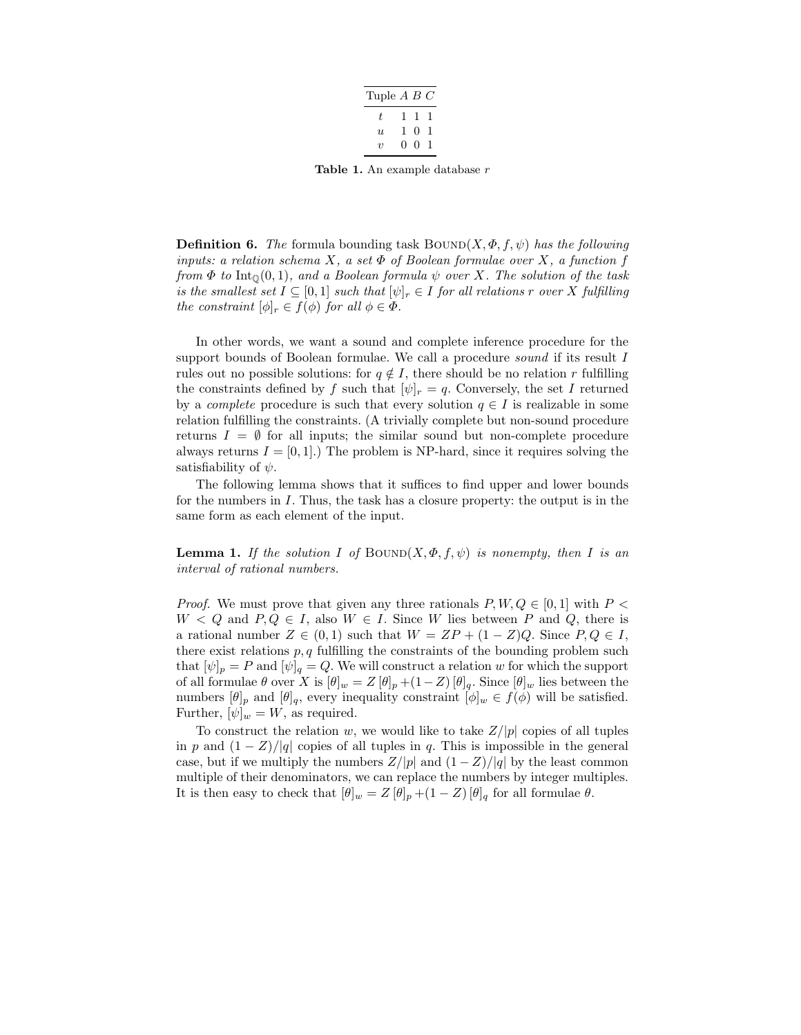| Tuple | $A$ | $B$ | $C$ |
|---|---|---|---|
| $t$ | 1 | 1 | 1 |
| $u$ | 1 | 0 | 1 |
| $v$ | 0 | 0 | 1 |

**Table 1.** An example database $r$

**Definition 6.** *The* formula bounding task $\text{BOUND}(X, \Phi, f, \psi)$ *has the following inputs: a relation schema $X$, a set $\Phi$ of Boolean formulae over $X$, a function $f$ from $\Phi$ to $\text{Int}_{\mathbb{Q}}(0, 1)$, and a Boolean formula $\psi$ over $X$. The solution of the task is the smallest set $I \subseteq [0, 1]$ such that $[\psi]_r \in I$ for all relations $r$ over $X$ fulfilling the constraint $[\phi]_r \in f(\phi)$ for all $\phi \in \Phi$.*

In other words, we want a sound and complete inference procedure for the support bounds of Boolean formulae. We call a procedure *sound* if its result $I$ rules out no possible solutions: for $q \notin I$, there should be no relation $r$ fulfilling the constraints defined by $f$ such that $[\psi]_r = q$. Conversely, the set $I$ returned by a *complete* procedure is such that every solution $q \in I$ is realizable in some relation fulfilling the constraints. (A trivially complete but non-sound procedure returns $I = \emptyset$ for all inputs; the similar sound but non-complete procedure always returns $I = [0, 1]$.) The problem is NP-hard, since it requires solving the satisfiability of $\psi$.

The following lemma shows that it suffices to find upper and lower bounds for the numbers in $I$. Thus, the task has a closure property: the output is in the same form as each element of the input.

**Lemma 1.** *If the solution $I$ of $\text{BOUND}(X, \Phi, f, \psi)$ is nonempty, then $I$ is an interval of rational numbers.*

*Proof.* We must prove that given any three rationals $P, W, Q \in [0, 1]$ with $P < W < Q$ and $P, Q \in I$, also $W \in I$. Since $W$ lies between $P$ and $Q$, there is a rational number $Z \in (0, 1)$ such that $W = ZP + (1 - Z)Q$. Since $P, Q \in I$, there exist relations $p, q$ fulfilling the constraints of the bounding problem such that $[\psi]_p = P$ and $[\psi]_q = Q$. We will construct a relation $w$ for which the support of all formulae $\theta$ over $X$ is $[\theta]_w = Z\,[\theta]_p + (1 - Z)\,[\theta]_q$. Since $[\theta]_w$ lies between the numbers $[\theta]_p$ and $[\theta]_q$, every inequality constraint $[\phi]_w \in f(\phi)$ will be satisfied. Further, $[\psi]_w = W$, as required.

To construct the relation $w$, we would like to take $Z/|p|$ copies of all tuples in $p$ and $(1 - Z)/|q|$ copies of all tuples in $q$. This is impossible in the general case, but if we multiply the numbers $Z/|p|$ and $(1 - Z)/|q|$ by the least common multiple of their denominators, we can replace the numbers by integer multiples. It is then easy to check that $[\theta]_w = Z\,[\theta]_p + (1 - Z)\,[\theta]_q$ for all formulae $\theta$.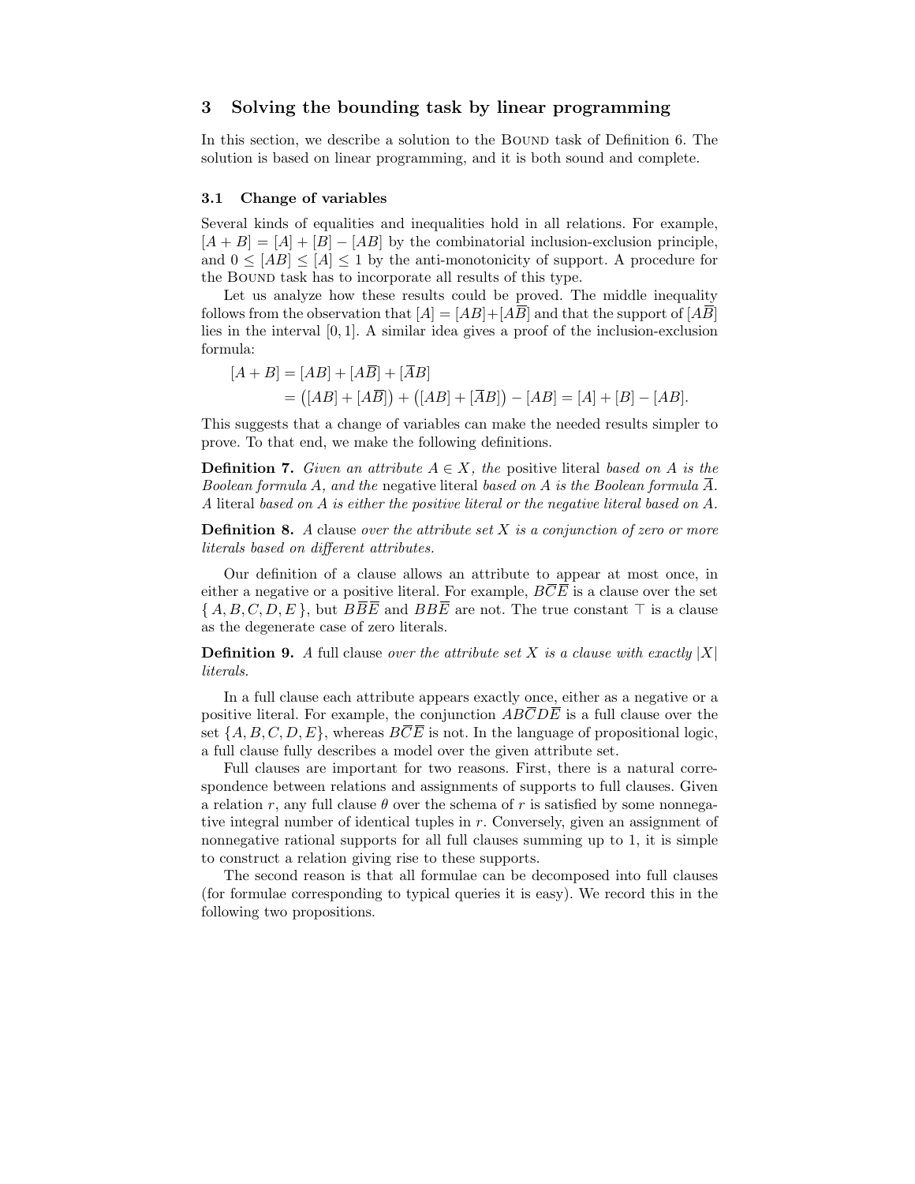## 3 Solving the bounding task by linear programming

In this section, we describe a solution to the Bound task of Definition 6. The solution is based on linear programming, and it is both sound and complete.

### 3.1 Change of variables

Several kinds of equalities and inequalities hold in all relations. For example, $[A + B] = [A] + [B] - [AB]$ by the combinatorial inclusion-exclusion principle, and $0 \leq [AB] \leq [A] \leq 1$ by the anti-monotonicity of support. A procedure for the Bound task has to incorporate all results of this type.

Let us analyze how these results could be proved. The middle inequality follows from the observation that $[A] = [AB] + [A\overline{B}]$ and that the support of $[A\overline{B}]$ lies in the interval $[0, 1]$. A similar idea gives a proof of the inclusion-exclusion formula:

$$
\begin{aligned}
[A + B] &= [AB] + [A\overline{B}] + [\overline{A}B] \\
&= \big([AB] + [A\overline{B}]\big) + \big([AB] + [\overline{A}B]\big) - [AB] = [A] + [B] - [AB].
\end{aligned}
$$

This suggests that a change of variables can make the needed results simpler to prove. To that end, we make the following definitions.

**Definition 7.** *Given an attribute $A \in X$, the* positive literal *based on $A$ is the Boolean formula $A$, and the* negative literal *based on $A$ is the Boolean formula $\overline{A}$. A* literal *based on $A$ is either the positive literal or the negative literal based on $A$.*

**Definition 8.** *A* clause *over the attribute set $X$ is a conjunction of zero or more literals based on different attributes.*

Our definition of a clause allows an attribute to appear at most once, in either a negative or a positive literal. For example, $B\overline{C}\overline{E}$ is a clause over the set $\{A, B, C, D, E\}$, but $B\overline{B}\overline{E}$ and $BB\overline{E}$ are not. The true constant $\top$ is a clause as the degenerate case of zero literals.

**Definition 9.** *A* full clause *over the attribute set $X$ is a clause with exactly $|X|$ literals.*

In a full clause each attribute appears exactly once, either as a negative or a positive literal. For example, the conjunction $AB\overline{C}D\overline{E}$ is a full clause over the set $\{A, B, C, D, E\}$, whereas $B\overline{C}\overline{E}$ is not. In the language of propositional logic, a full clause fully describes a model over the given attribute set.

Full clauses are important for two reasons. First, there is a natural correspondence between relations and assignments of supports to full clauses. Given a relation $r$, any full clause $\theta$ over the schema of $r$ is satisfied by some nonnegative integral number of identical tuples in $r$. Conversely, given an assignment of nonnegative rational supports for all full clauses summing up to 1, it is simple to construct a relation giving rise to these supports.

The second reason is that all formulae can be decomposed into full clauses (for formulae corresponding to typical queries it is easy). We record this in the following two propositions.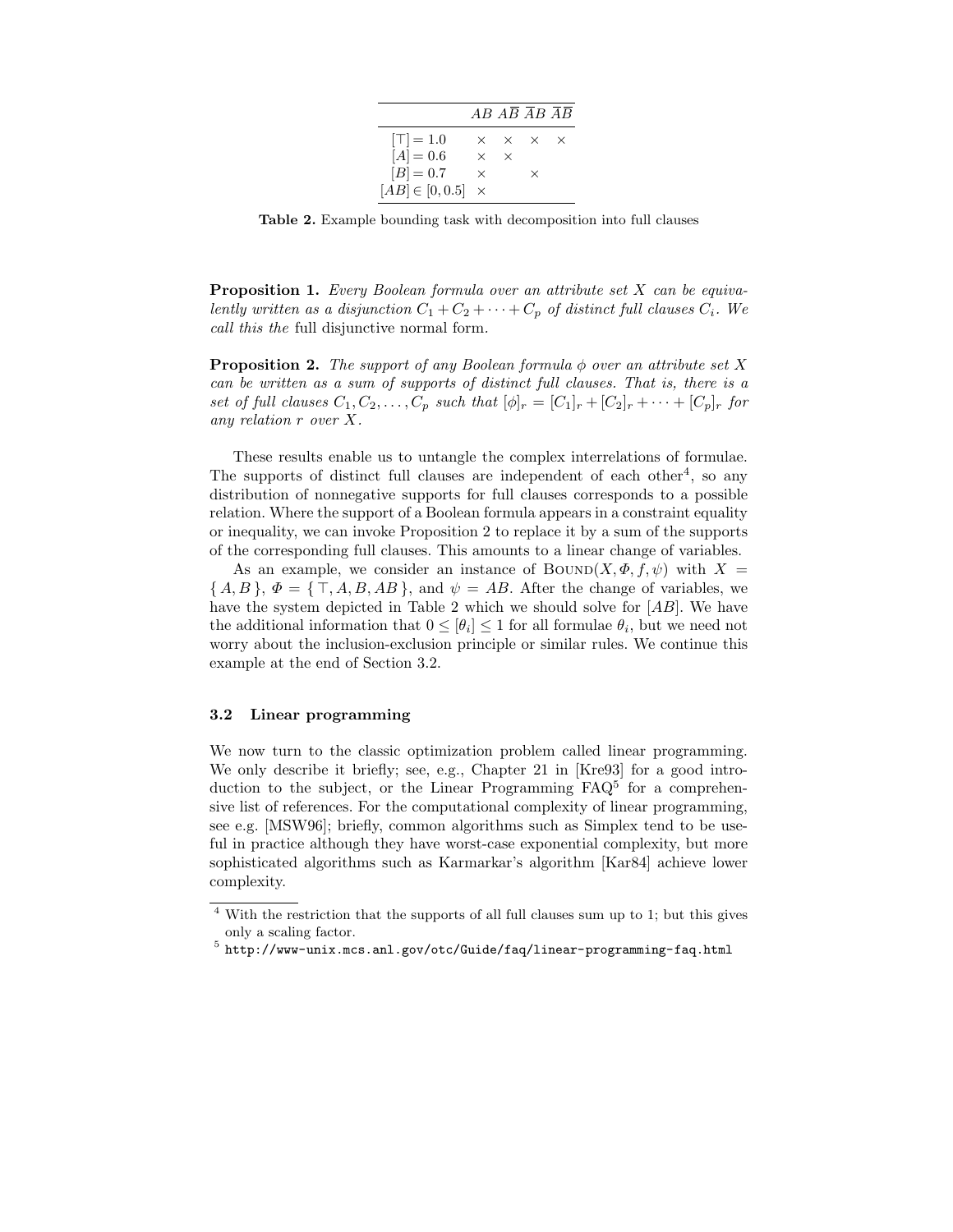|  | $AB$ | $A\overline{B}$ | $\overline{A}B$ | $\overline{AB}$ |
|---|---|---|---|---|
| $[\top] = 1.0$ | × | × | × | × |
| $[A] = 0.6$ | × | × |  |  |
| $[B] = 0.7$ | × |  | × |  |
| $[AB] \in [0, 0.5]$ | × |  |  |  |

**Table 2.** Example bounding task with decomposition into full clauses

**Proposition 1.** *Every Boolean formula over an attribute set $X$ can be equivalently written as a disjunction $C_1 + C_2 + \cdots + C_p$ of distinct full clauses $C_i$. We call this the* full disjunctive normal form*.*

**Proposition 2.** *The support of any Boolean formula $\phi$ over an attribute set $X$ can be written as a sum of supports of distinct full clauses. That is, there is a set of full clauses $C_1, C_2, \ldots, C_p$ such that $[\phi]_r = [C_1]_r + [C_2]_r + \cdots + [C_p]_r$ for any relation $r$ over $X$.*

These results enable us to untangle the complex interrelations of formulae. The supports of distinct full clauses are independent of each other[4], so any distribution of nonnegative supports for full clauses corresponds to a possible relation. Where the support of a Boolean formula appears in a constraint equality or inequality, we can invoke Proposition 2 to replace it by a sum of the supports of the corresponding full clauses. This amounts to a linear change of variables.

As an example, we consider an instance of $\text{BOUND}(X, \Phi, f, \psi)$ with $X = \{ A, B \}$, $\Phi = \{ \top, A, B, AB \}$, and $\psi = AB$. After the change of variables, we have the system depicted in Table 2 which we should solve for $[AB]$. We have the additional information that $0 \leq [\theta_i] \leq 1$ for all formulae $\theta_i$, but we need not worry about the inclusion-exclusion principle or similar rules. We continue this example at the end of Section 3.2.

### 3.2 Linear programming

We now turn to the classic optimization problem called linear programming. We only describe it briefly; see, e.g., Chapter 21 in [Kre93] for a good introduction to the subject, or the Linear Programming FAQ[5] for a comprehensive list of references. For the computational complexity of linear programming, see e.g. [MSW96]; briefly, common algorithms such as Simplex tend to be useful in practice although they have worst-case exponential complexity, but more sophisticated algorithms such as Karmarkar's algorithm [Kar84] achieve lower complexity.

---

[4] With the restriction that the supports of all full clauses sum up to 1; but this gives only a scaling factor.

[5] `http://www-unix.mcs.anl.gov/otc/Guide/faq/linear-programming-faq.html`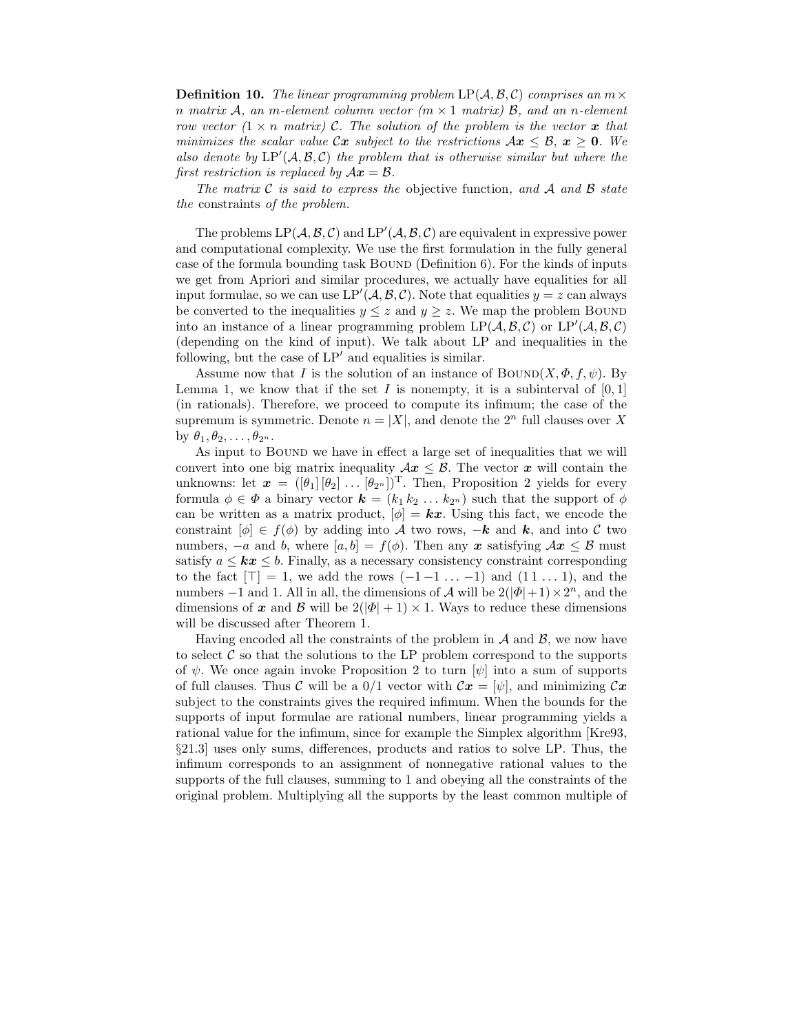**Definition 10.** *The linear programming problem* $\mathrm{LP}(\mathcal{A}, \mathcal{B}, \mathcal{C})$ *comprises an* $m \times n$ *matrix* $\mathcal{A}$*, an* $m$*-element column vector (*$m \times 1$ *matrix)* $\mathcal{B}$*, and an* $n$*-element row vector (*$1 \times n$ *matrix)* $\mathcal{C}$*. The solution of the problem is the vector* $\boldsymbol{x}$ *that minimizes the scalar value* $\mathcal{C}\boldsymbol{x}$ *subject to the restrictions* $\mathcal{A}\boldsymbol{x} \leq \mathcal{B}$*,* $\boldsymbol{x} \geq \boldsymbol{0}$*. We also denote by* $\mathrm{LP}'(\mathcal{A}, \mathcal{B}, \mathcal{C})$ *the problem that is otherwise similar but where the first restriction is replaced by* $\mathcal{A}\boldsymbol{x} = \mathcal{B}$*.*

*The matrix* $\mathcal{C}$ *is said to express the* objective function*, and* $\mathcal{A}$ *and* $\mathcal{B}$ *state the* constraints *of the problem.*

The problems $\mathrm{LP}(\mathcal{A}, \mathcal{B}, \mathcal{C})$ and $\mathrm{LP}'(\mathcal{A}, \mathcal{B}, \mathcal{C})$ are equivalent in expressive power and computational complexity. We use the first formulation in the fully general case of the formula bounding task Bound (Definition 6). For the kinds of inputs we get from Apriori and similar procedures, we actually have equalities for all input formulae, so we can use $\mathrm{LP}'(\mathcal{A}, \mathcal{B}, \mathcal{C})$. Note that equalities $y = z$ can always be converted to the inequalities $y \leq z$ and $y \geq z$. We map the problem Bound into an instance of a linear programming problem $\mathrm{LP}(\mathcal{A}, \mathcal{B}, \mathcal{C})$ or $\mathrm{LP}'(\mathcal{A}, \mathcal{B}, \mathcal{C})$ (depending on the kind of input). We talk about LP and inequalities in the following, but the case of $\mathrm{LP}'$ and equalities is similar.

Assume now that $I$ is the solution of an instance of $\textsc{Bound}(X, \Phi, f, \psi)$. By Lemma 1, we know that if the set $I$ is nonempty, it is a subinterval of $[0, 1]$ (in rationals). Therefore, we proceed to compute its infimum; the case of the supremum is symmetric. Denote $n = |X|$, and denote the $2^n$ full clauses over $X$ by $\theta_1, \theta_2, \ldots, \theta_{2^n}$.

As input to Bound we have in effect a large set of inequalities that we will convert into one big matrix inequality $\mathcal{A}\boldsymbol{x} \leq \mathcal{B}$. The vector $\boldsymbol{x}$ will contain the unknowns: let $\boldsymbol{x} = ([\theta_1]\,[\theta_2]\,\ldots\,[\theta_{2^n}])^{\mathrm{T}}$. Then, Proposition 2 yields for every formula $\phi \in \Phi$ a binary vector $\boldsymbol{k} = (k_1\,k_2\,\ldots\,k_{2^n})$ such that the support of $\phi$ can be written as a matrix product, $[\phi] = \boldsymbol{k}\boldsymbol{x}$. Using this fact, we encode the constraint $[\phi] \in f(\phi)$ by adding into $\mathcal{A}$ two rows, $-\boldsymbol{k}$ and $\boldsymbol{k}$, and into $\mathcal{C}$ two numbers, $-a$ and $b$, where $[a, b] = f(\phi)$. Then any $\boldsymbol{x}$ satisfying $\mathcal{A}\boldsymbol{x} \leq \mathcal{B}$ must satisfy $a \leq \boldsymbol{k}\boldsymbol{x} \leq b$. Finally, as a necessary consistency constraint corresponding to the fact $[\top] = 1$, we add the rows $(-1\,-1\,\ldots\,-1)$ and $(1\,1\,\ldots\,1)$, and the numbers $-1$ and $1$. All in all, the dimensions of $\mathcal{A}$ will be $2(|\Phi|+1) \times 2^n$, and the dimensions of $\boldsymbol{x}$ and $\mathcal{B}$ will be $2(|\Phi|+1) \times 1$. Ways to reduce these dimensions will be discussed after Theorem 1.

Having encoded all the constraints of the problem in $\mathcal{A}$ and $\mathcal{B}$, we now have to select $\mathcal{C}$ so that the solutions to the LP problem correspond to the supports of $\psi$. We once again invoke Proposition 2 to turn $[\psi]$ into a sum of supports of full clauses. Thus $\mathcal{C}$ will be a 0/1 vector with $\mathcal{C}\boldsymbol{x} = [\psi]$, and minimizing $\mathcal{C}\boldsymbol{x}$ subject to the constraints gives the required infimum. When the bounds for the supports of input formulae are rational numbers, linear programming yields a rational value for the infimum, since for example the Simplex algorithm [Kre93, §21.3] uses only sums, differences, products and ratios to solve LP. Thus, the infimum corresponds to an assignment of nonnegative rational values to the supports of the full clauses, summing to 1 and obeying all the constraints of the original problem. Multiplying all the supports by the least common multiple of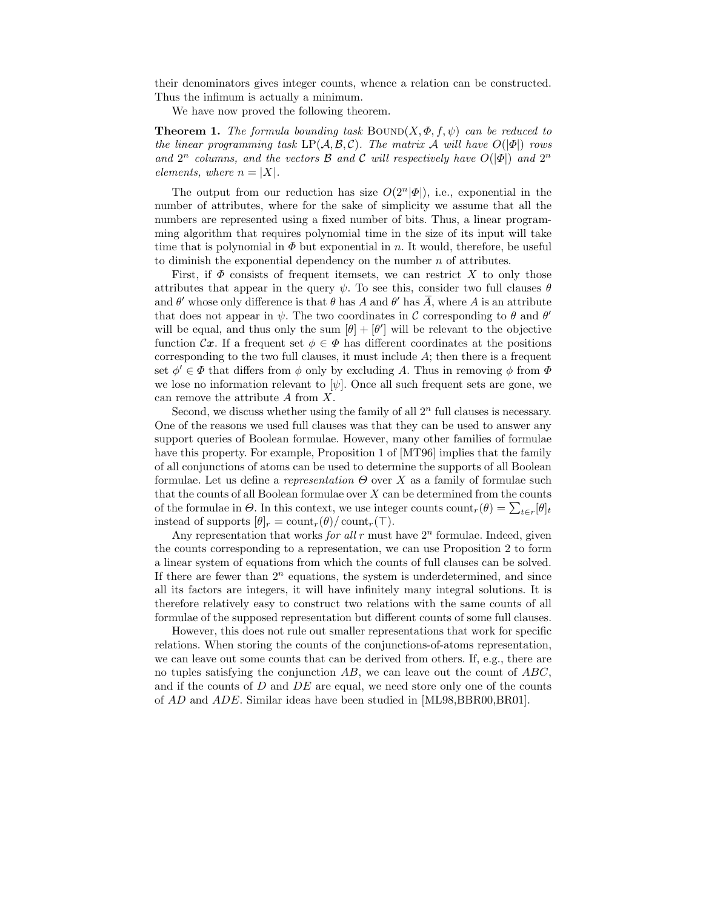their denominators gives integer counts, whence a relation can be constructed. Thus the infimum is actually a minimum.

We have now proved the following theorem.

**Theorem 1.** *The formula bounding task* $\text{BOUND}(X, \Phi, f, \psi)$ *can be reduced to the linear programming task* $\text{LP}(\mathcal{A}, \mathcal{B}, \mathcal{C})$*. The matrix* $\mathcal{A}$ *will have* $O(|\Phi|)$ *rows and* $2^n$ *columns, and the vectors* $\mathcal{B}$ *and* $\mathcal{C}$ *will respectively have* $O(|\Phi|)$ *and* $2^n$ *elements, where* $n = |X|$*.*

The output from our reduction has size $O(2^n|\Phi|)$, i.e., exponential in the number of attributes, where for the sake of simplicity we assume that all the numbers are represented using a fixed number of bits. Thus, a linear programming algorithm that requires polynomial time in the size of its input will take time that is polynomial in $\Phi$ but exponential in $n$. It would, therefore, be useful to diminish the exponential dependency on the number $n$ of attributes.

First, if $\Phi$ consists of frequent itemsets, we can restrict $X$ to only those attributes that appear in the query $\psi$. To see this, consider two full clauses $\theta$ and $\theta'$ whose only difference is that $\theta$ has $A$ and $\theta'$ has $\overline{A}$, where $A$ is an attribute that does not appear in $\psi$. The two coordinates in $\mathcal{C}$ corresponding to $\theta$ and $\theta'$ will be equal, and thus only the sum $[\theta] + [\theta']$ will be relevant to the objective function $\mathcal{C}\boldsymbol{x}$. If a frequent set $\phi \in \Phi$ has different coordinates at the positions corresponding to the two full clauses, it must include $A$; then there is a frequent set $\phi' \in \Phi$ that differs from $\phi$ only by excluding $A$. Thus in removing $\phi$ from $\Phi$ we lose no information relevant to $[\psi]$. Once all such frequent sets are gone, we can remove the attribute $A$ from $X$.

Second, we discuss whether using the family of all $2^n$ full clauses is necessary. One of the reasons we used full clauses was that they can be used to answer any support queries of Boolean formulae. However, many other families of formulae have this property. For example, Proposition 1 of [MT96] implies that the family of all conjunctions of atoms can be used to determine the supports of all Boolean formulae. Let us define a *representation* $\Theta$ over $X$ as a family of formulae such that the counts of all Boolean formulae over $X$ can be determined from the counts of the formulae in $\Theta$. In this context, we use integer counts $\text{count}_r(\theta) = \sum_{t \in r} [\theta]_t$ instead of supports $[\theta]_r = \text{count}_r(\theta) / \text{count}_r(\top)$.

Any representation that works *for all* $r$ must have $2^n$ formulae. Indeed, given the counts corresponding to a representation, we can use Proposition 2 to form a linear system of equations from which the counts of full clauses can be solved. If there are fewer than $2^n$ equations, the system is underdetermined, and since all its factors are integers, it will have infinitely many integral solutions. It is therefore relatively easy to construct two relations with the same counts of all formulae of the supposed representation but different counts of some full clauses.

However, this does not rule out smaller representations that work for specific relations. When storing the counts of the conjunctions-of-atoms representation, we can leave out some counts that can be derived from others. If, e.g., there are no tuples satisfying the conjunction $AB$, we can leave out the count of $ABC$, and if the counts of $D$ and $DE$ are equal, we need store only one of the counts of $AD$ and $ADE$. Similar ideas have been studied in [ML98,BBR00,BR01].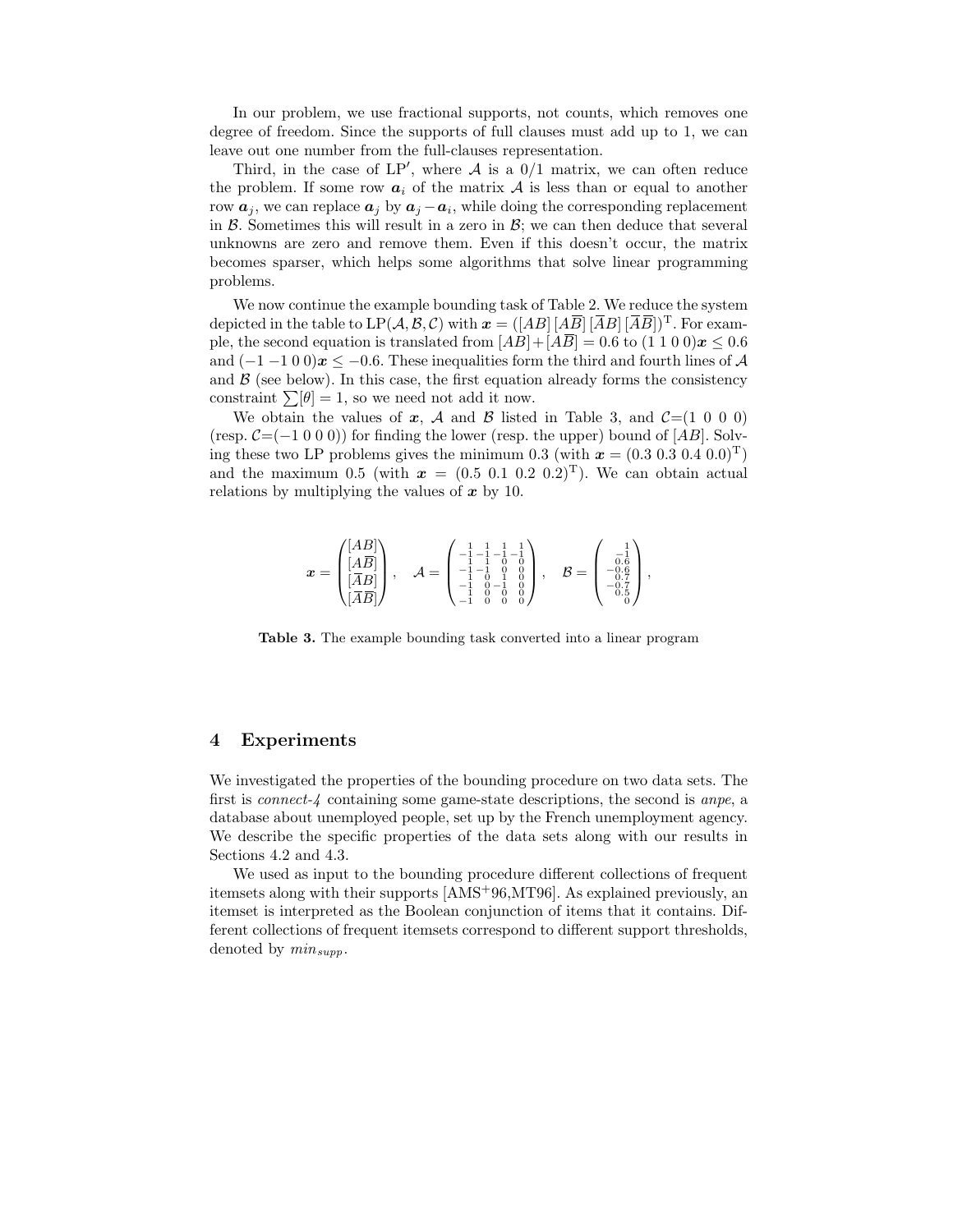In our problem, we use fractional supports, not counts, which removes one degree of freedom. Since the supports of full clauses must add up to 1, we can leave out one number from the full-clauses representation.

Third, in the case of LP$'$, where $\mathcal{A}$ is a 0/1 matrix, we can often reduce the problem. If some row $\boldsymbol{a}_i$ of the matrix $\mathcal{A}$ is less than or equal to another row $\boldsymbol{a}_j$, we can replace $\boldsymbol{a}_j$ by $\boldsymbol{a}_j - \boldsymbol{a}_i$, while doing the corresponding replacement in $\mathcal{B}$. Sometimes this will result in a zero in $\mathcal{B}$; we can then deduce that several unknowns are zero and remove them. Even if this doesn't occur, the matrix becomes sparser, which helps some algorithms that solve linear programming problems.

We now continue the example bounding task of Table 2. We reduce the system depicted in the table to LP$(\mathcal{A}, \mathcal{B}, \mathcal{C})$ with $\boldsymbol{x} = ([AB]\,[A\overline{B}]\,[\overline{A}B]\,[\overline{A}\overline{B}])^{\mathrm{T}}$. For example, the second equation is translated from $[AB] + [A\overline{B}] = 0.6$ to $(1\ 1\ 0\ 0)\boldsymbol{x} \leq 0.6$ and $(-1\ -1\ 0\ 0)\boldsymbol{x} \leq -0.6$. These inequalities form the third and fourth lines of $\mathcal{A}$ and $\mathcal{B}$ (see below). In this case, the first equation already forms the consistency constraint $\sum[\theta] = 1$, so we need not add it now.

We obtain the values of $\boldsymbol{x}$, $\mathcal{A}$ and $\mathcal{B}$ listed in Table 3, and $\mathcal{C}$=(1 0 0 0) (resp. $\mathcal{C}$=($-1$ 0 0 0)) for finding the lower (resp. the upper) bound of $[AB]$. Solving these two LP problems gives the minimum 0.3 (with $\boldsymbol{x} = (0.3\ 0.3\ 0.4\ 0.0)^{\mathrm{T}}$) and the maximum 0.5 (with $\boldsymbol{x} = (0.5\ 0.1\ 0.2\ 0.2)^{\mathrm{T}}$). We can obtain actual relations by multiplying the values of $\boldsymbol{x}$ by 10.

$$\boldsymbol{x} = \begin{pmatrix} [AB] \\ [A\overline{B}] \\ [\overline{A}B] \\ [\overline{A}\overline{B}] \end{pmatrix}, \quad \mathcal{A} = \begin{pmatrix} 1 & 1 & 1 & 1 \\ -1 & -1 & -1 & -1 \\ 1 & 1 & 0 & 0 \\ -1 & -1 & 0 & 0 \\ 1 & 0 & 1 & 0 \\ -1 & 0 & -1 & 0 \\ 1 & 0 & 0 & 0 \\ -1 & 0 & 0 & 0 \end{pmatrix}, \quad \mathcal{B} = \begin{pmatrix} 1 \\ -1 \\ 0.6 \\ -0.6 \\ 0.7 \\ -0.7 \\ 0.5 \\ 0 \end{pmatrix},$$

**Table 3.** The example bounding task converted into a linear program

## 4 Experiments

We investigated the properties of the bounding procedure on two data sets. The first is *connect-4* containing some game-state descriptions, the second is *anpe*, a database about unemployed people, set up by the French unemployment agency. We describe the specific properties of the data sets along with our results in Sections 4.2 and 4.3.

We used as input to the bounding procedure different collections of frequent itemsets along with their supports [AMS+96,MT96]. As explained previously, an itemset is interpreted as the Boolean conjunction of items that it contains. Different collections of frequent itemsets correspond to different support thresholds, denoted by $min_{supp}$.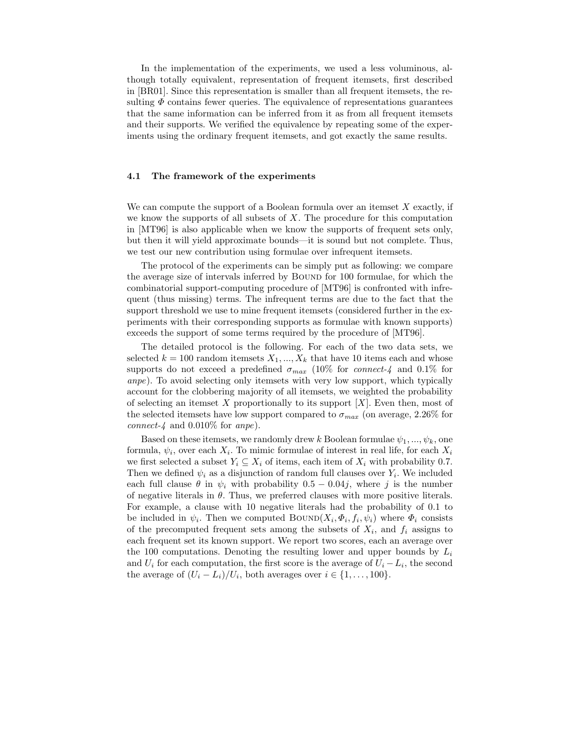In the implementation of the experiments, we used a less voluminous, although totally equivalent, representation of frequent itemsets, first described in [BR01]. Since this representation is smaller than all frequent itemsets, the resulting $\Phi$ contains fewer queries. The equivalence of representations guarantees that the same information can be inferred from it as from all frequent itemsets and their supports. We verified the equivalence by repeating some of the experiments using the ordinary frequent itemsets, and got exactly the same results.

### 4.1 The framework of the experiments

We can compute the support of a Boolean formula over an itemset $X$ exactly, if we know the supports of all subsets of $X$. The procedure for this computation in [MT96] is also applicable when we know the supports of frequent sets only, but then it will yield approximate bounds—it is sound but not complete. Thus, we test our new contribution using formulae over infrequent itemsets.

The protocol of the experiments can be simply put as following: we compare the average size of intervals inferred by Bound for 100 formulae, for which the combinatorial support-computing procedure of [MT96] is confronted with infrequent (thus missing) terms. The infrequent terms are due to the fact that the support threshold we use to mine frequent itemsets (considered further in the experiments with their corresponding supports as formulae with known supports) exceeds the support of some terms required by the procedure of [MT96].

The detailed protocol is the following. For each of the two data sets, we selected $k = 100$ random itemsets $X_1, ..., X_k$ that have 10 items each and whose supports do not exceed a predefined $\sigma_{max}$ (10% for *connect-4* and 0.1% for *anpe*). To avoid selecting only itemsets with very low support, which typically account for the clobbering majority of all itemsets, we weighted the probability of selecting an itemset $X$ proportionally to its support $[X]$. Even then, most of the selected itemsets have low support compared to $\sigma_{max}$ (on average, 2.26% for *connect-4* and 0.010% for *anpe*).

Based on these itemsets, we randomly drew $k$ Boolean formulae $\psi_1, ..., \psi_k$, one formula, $\psi_i$, over each $X_i$. To mimic formulae of interest in real life, for each $X_i$ we first selected a subset $Y_i \subseteq X_i$ of items, each item of $X_i$ with probability 0.7. Then we defined $\psi_i$ as a disjunction of random full clauses over $Y_i$. We included each full clause $\theta$ in $\psi_i$ with probability $0.5 - 0.04j$, where $j$ is the number of negative literals in $\theta$. Thus, we preferred clauses with more positive literals. For example, a clause with 10 negative literals had the probability of 0.1 to be included in $\psi_i$. Then we computed Bound$(X_i, \Phi_i, f_i, \psi_i)$ where $\Phi_i$ consists of the precomputed frequent sets among the subsets of $X_i$, and $f_i$ assigns to each frequent set its known support. We report two scores, each an average over the 100 computations. Denoting the resulting lower and upper bounds by $L_i$ and $U_i$ for each computation, the first score is the average of $U_i - L_i$, the second the average of $(U_i - L_i)/U_i$, both averages over $i \in \{1, \ldots, 100\}$.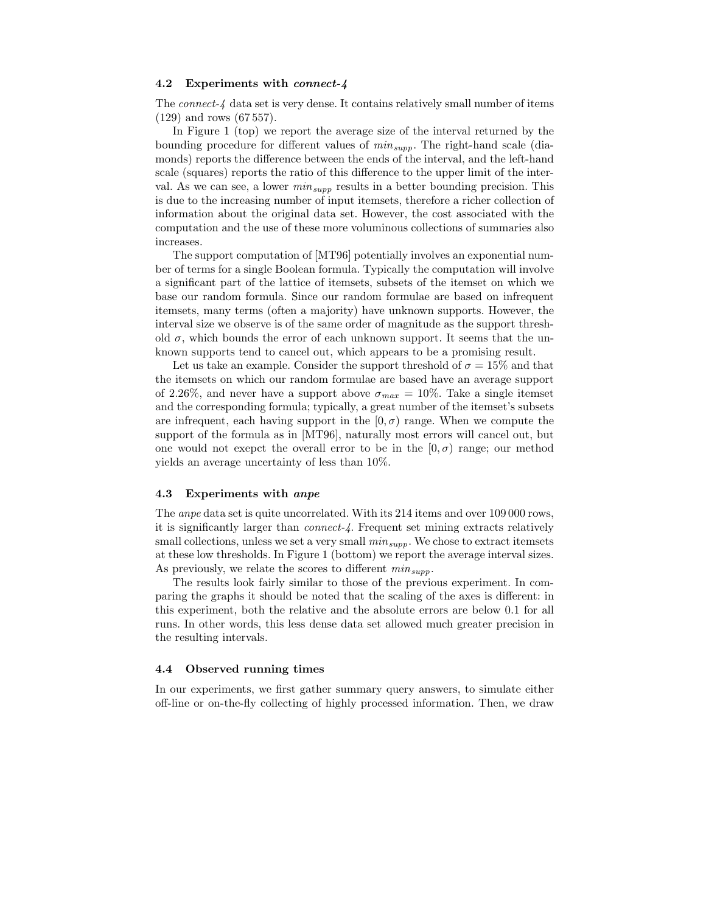### 4.2 Experiments with *connect-4*

The *connect-4* data set is very dense. It contains relatively small number of items (129) and rows (67 557).

In Figure 1 (top) we report the average size of the interval returned by the bounding procedure for different values of $min_{supp}$. The right-hand scale (diamonds) reports the difference between the ends of the interval, and the left-hand scale (squares) reports the ratio of this difference to the upper limit of the interval. As we can see, a lower $min_{supp}$ results in a better bounding precision. This is due to the increasing number of input itemsets, therefore a richer collection of information about the original data set. However, the cost associated with the computation and the use of these more voluminous collections of summaries also increases.

The support computation of [MT96] potentially involves an exponential number of terms for a single Boolean formula. Typically the computation will involve a significant part of the lattice of itemsets, subsets of the itemset on which we base our random formula. Since our random formulae are based on infrequent itemsets, many terms (often a majority) have unknown supports. However, the interval size we observe is of the same order of magnitude as the support threshold $\sigma$, which bounds the error of each unknown support. It seems that the unknown supports tend to cancel out, which appears to be a promising result.

Let us take an example. Consider the support threshold of $\sigma = 15\%$ and that the itemsets on which our random formulae are based have an average support of 2.26%, and never have a support above $\sigma_{max} = 10\%$. Take a single itemset and the corresponding formula; typically, a great number of the itemset's subsets are infrequent, each having support in the $[0, \sigma)$ range. When we compute the support of the formula as in [MT96], naturally most errors will cancel out, but one would not exepct the overall error to be in the $[0, \sigma)$ range; our method yields an average uncertainty of less than 10%.

### 4.3 Experiments with *anpe*

The *anpe* data set is quite uncorrelated. With its 214 items and over 109 000 rows, it is significantly larger than *connect-4*. Frequent set mining extracts relatively small collections, unless we set a very small $min_{supp}$. We chose to extract itemsets at these low thresholds. In Figure 1 (bottom) we report the average interval sizes. As previously, we relate the scores to different $min_{supp}$.

The results look fairly similar to those of the previous experiment. In comparing the graphs it should be noted that the scaling of the axes is different: in this experiment, both the relative and the absolute errors are below 0.1 for all runs. In other words, this less dense data set allowed much greater precision in the resulting intervals.

### 4.4 Observed running times

In our experiments, we first gather summary query answers, to simulate either off-line or on-the-fly collecting of highly processed information. Then, we draw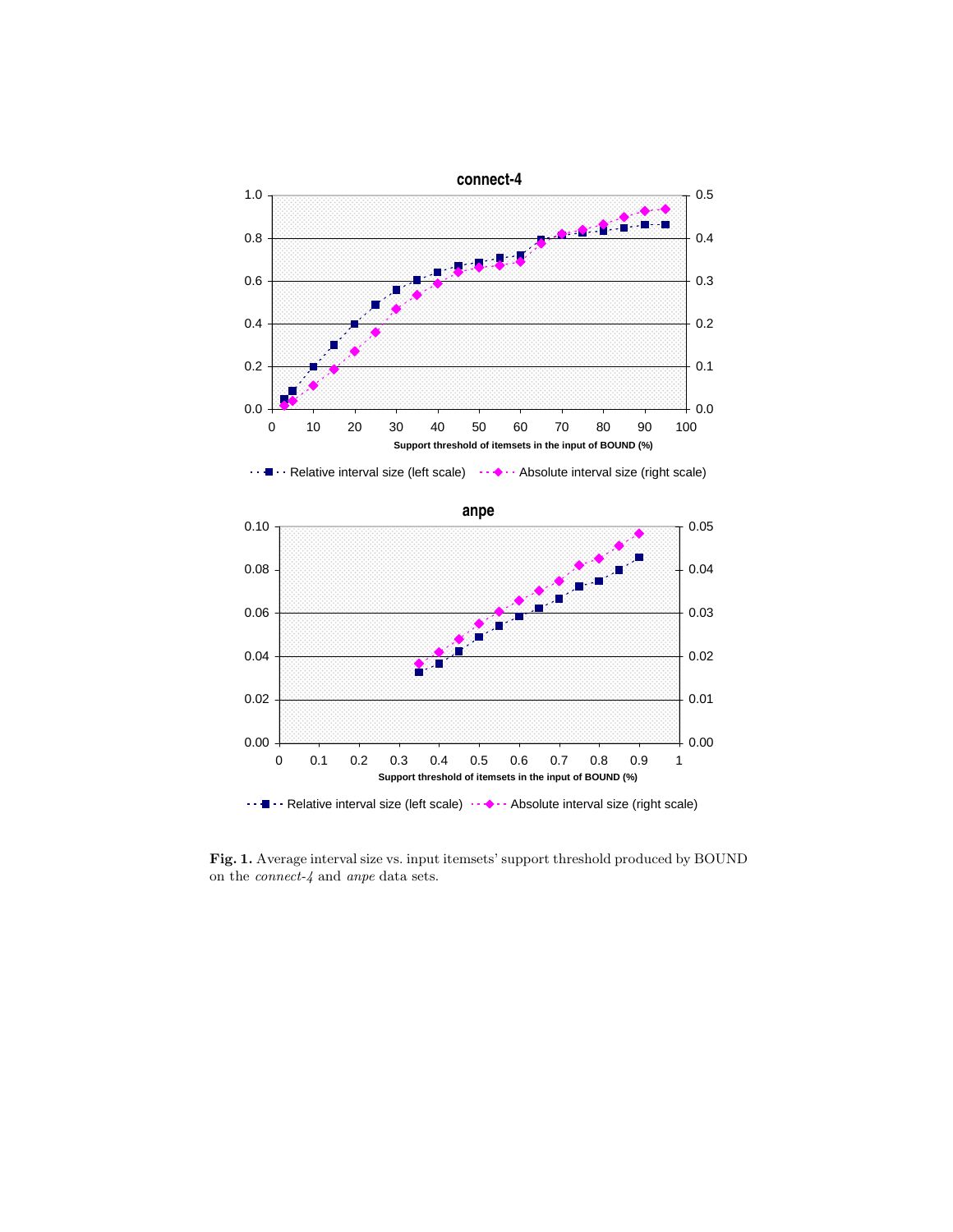**Fig. 1.** Average interval size vs. input itemsets' support threshold produced by BOUND on the *connect-4* and *anpe* data sets.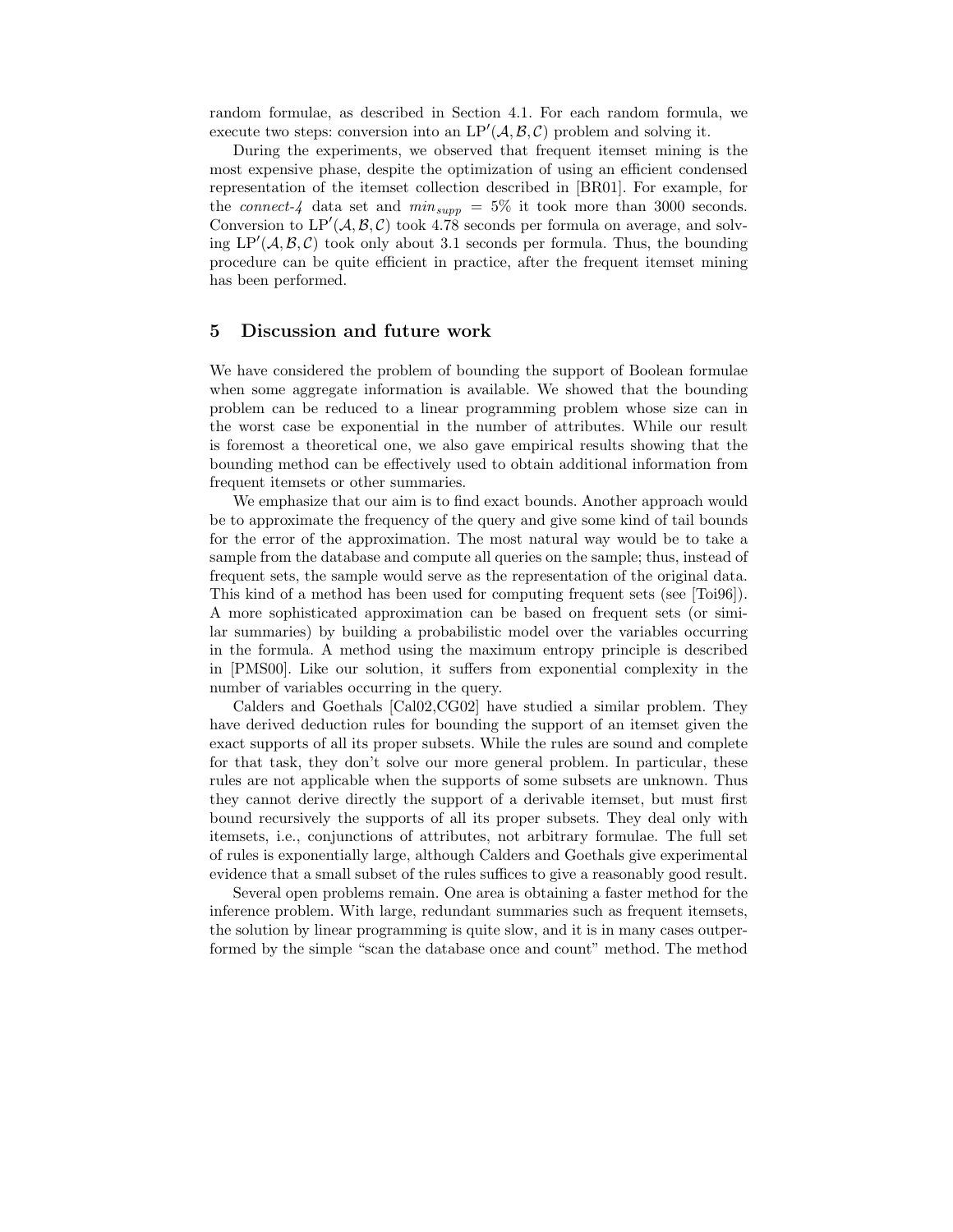random formulae, as described in Section 4.1. For each random formula, we execute two steps: conversion into an $\mathrm{LP}'(\mathcal{A}, \mathcal{B}, \mathcal{C})$ problem and solving it.

During the experiments, we observed that frequent itemset mining is the most expensive phase, despite the optimization of using an efficient condensed representation of the itemset collection described in [BR01]. For example, for the *connect-4* data set and $min_{supp} = 5\%$ it took more than 3000 seconds. Conversion to $\mathrm{LP}'(\mathcal{A}, \mathcal{B}, \mathcal{C})$ took 4.78 seconds per formula on average, and solving $\mathrm{LP}'(\mathcal{A}, \mathcal{B}, \mathcal{C})$ took only about 3.1 seconds per formula. Thus, the bounding procedure can be quite efficient in practice, after the frequent itemset mining has been performed.

## 5 Discussion and future work

We have considered the problem of bounding the support of Boolean formulae when some aggregate information is available. We showed that the bounding problem can be reduced to a linear programming problem whose size can in the worst case be exponential in the number of attributes. While our result is foremost a theoretical one, we also gave empirical results showing that the bounding method can be effectively used to obtain additional information from frequent itemsets or other summaries.

We emphasize that our aim is to find exact bounds. Another approach would be to approximate the frequency of the query and give some kind of tail bounds for the error of the approximation. The most natural way would be to take a sample from the database and compute all queries on the sample; thus, instead of frequent sets, the sample would serve as the representation of the original data. This kind of a method has been used for computing frequent sets (see [Toi96]). A more sophisticated approximation can be based on frequent sets (or similar summaries) by building a probabilistic model over the variables occurring in the formula. A method using the maximum entropy principle is described in [PMS00]. Like our solution, it suffers from exponential complexity in the number of variables occurring in the query.

Calders and Goethals [Cal02,CG02] have studied a similar problem. They have derived deduction rules for bounding the support of an itemset given the exact supports of all its proper subsets. While the rules are sound and complete for that task, they don't solve our more general problem. In particular, these rules are not applicable when the supports of some subsets are unknown. Thus they cannot derive directly the support of a derivable itemset, but must first bound recursively the supports of all its proper subsets. They deal only with itemsets, i.e., conjunctions of attributes, not arbitrary formulae. The full set of rules is exponentially large, although Calders and Goethals give experimental evidence that a small subset of the rules suffices to give a reasonably good result.

Several open problems remain. One area is obtaining a faster method for the inference problem. With large, redundant summaries such as frequent itemsets, the solution by linear programming is quite slow, and it is in many cases outperformed by the simple "scan the database once and count" method. The method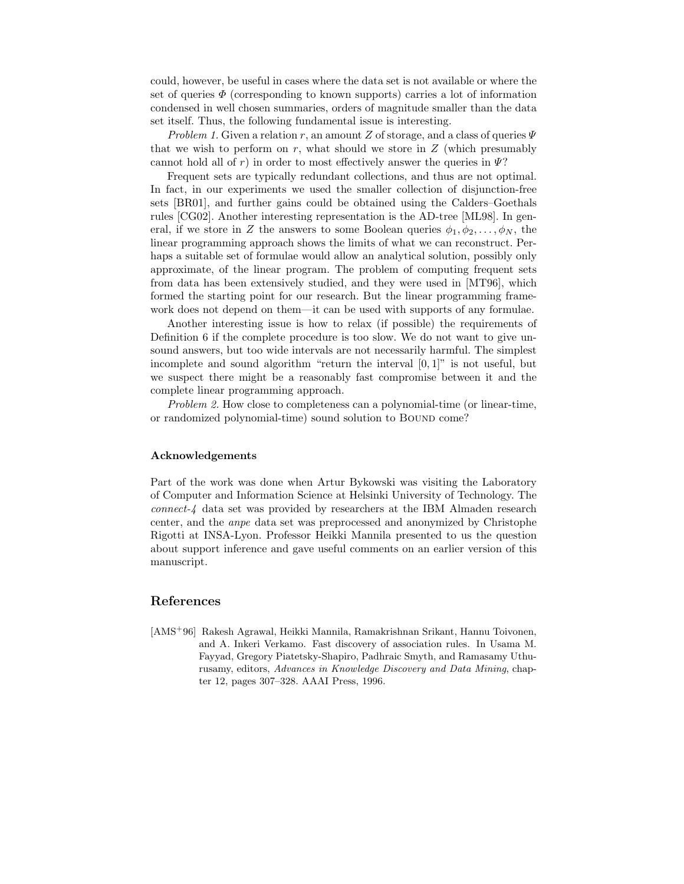could, however, be useful in cases where the data set is not available or where the set of queries $\Phi$ (corresponding to known supports) carries a lot of information condensed in well chosen summaries, orders of magnitude smaller than the data set itself. Thus, the following fundamental issue is interesting.

*Problem 1.* Given a relation $r$, an amount $Z$ of storage, and a class of queries $\Psi$ that we wish to perform on $r$, what should we store in $Z$ (which presumably cannot hold all of $r$) in order to most effectively answer the queries in $\Psi$?

Frequent sets are typically redundant collections, and thus are not optimal. In fact, in our experiments we used the smaller collection of disjunction-free sets [BR01], and further gains could be obtained using the Calders–Goethals rules [CG02]. Another interesting representation is the AD-tree [ML98]. In general, if we store in $Z$ the answers to some Boolean queries $\phi_1, \phi_2, \ldots, \phi_N$, the linear programming approach shows the limits of what we can reconstruct. Perhaps a suitable set of formulae would allow an analytical solution, possibly only approximate, of the linear program. The problem of computing frequent sets from data has been extensively studied, and they were used in [MT96], which formed the starting point for our research. But the linear programming framework does not depend on them—it can be used with supports of any formulae.

Another interesting issue is how to relax (if possible) the requirements of Definition 6 if the complete procedure is too slow. We do not want to give unsound answers, but too wide intervals are not necessarily harmful. The simplest incomplete and sound algorithm "return the interval $[0, 1]$" is not useful, but we suspect there might be a reasonably fast compromise between it and the complete linear programming approach.

*Problem 2.* How close to completeness can a polynomial-time (or linear-time, or randomized polynomial-time) sound solution to Bound come?

### Acknowledgements

Part of the work was done when Artur Bykowski was visiting the Laboratory of Computer and Information Science at Helsinki University of Technology. The *connect-4* data set was provided by researchers at the IBM Almaden research center, and the *anpe* data set was preprocessed and anonymized by Christophe Rigotti at INSA-Lyon. Professor Heikki Mannila presented to us the question about support inference and gave useful comments on an earlier version of this manuscript.

## References

[AMS+96] Rakesh Agrawal, Heikki Mannila, Ramakrishnan Srikant, Hannu Toivonen, and A. Inkeri Verkamo. Fast discovery of association rules. In Usama M. Fayyad, Gregory Piatetsky-Shapiro, Padhraic Smyth, and Ramasamy Uthurusamy, editors, *Advances in Knowledge Discovery and Data Mining*, chapter 12, pages 307–328. AAAI Press, 1996.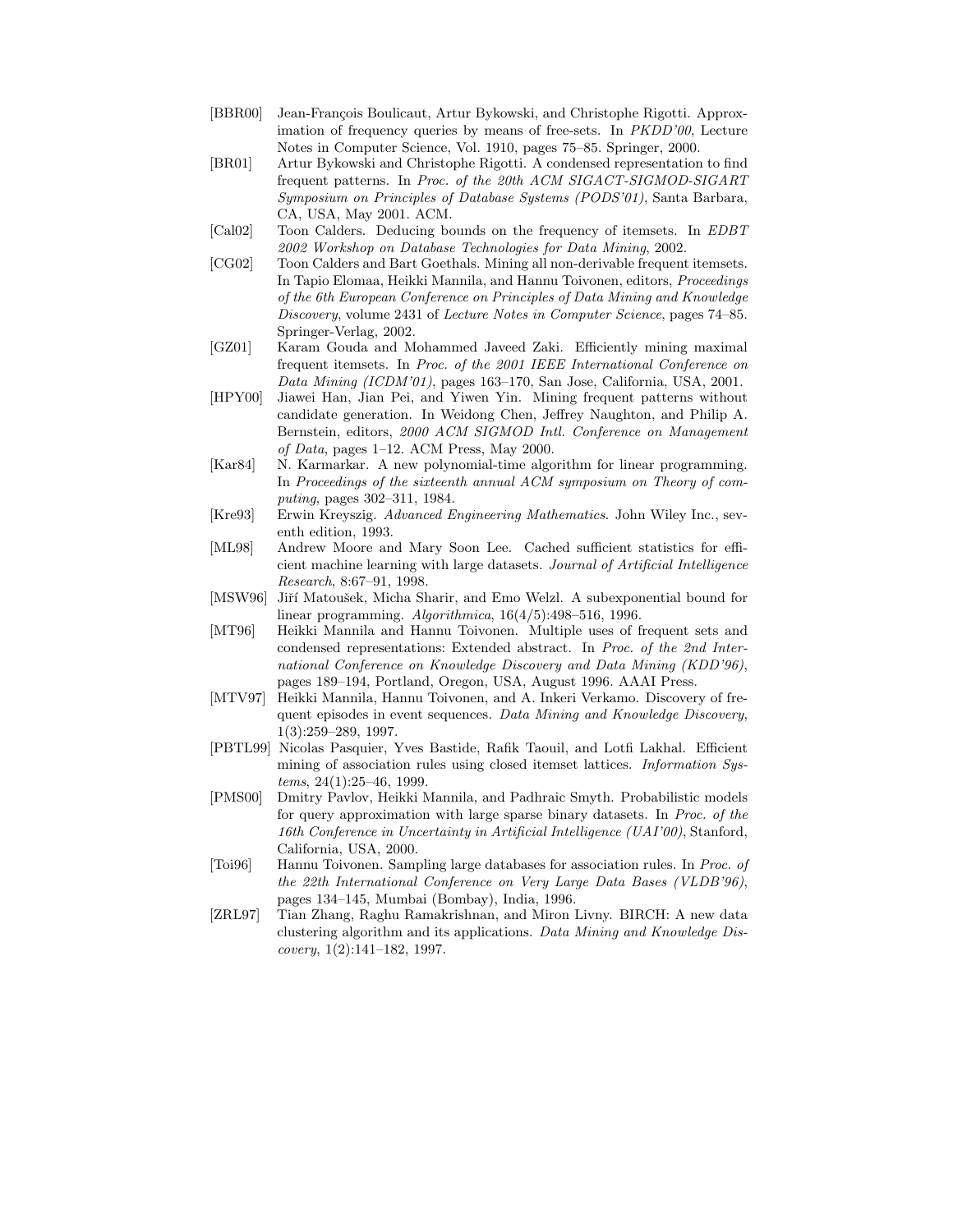[BBR00] Jean-François Boulicaut, Artur Bykowski, and Christophe Rigotti. Approximation of frequency queries by means of free-sets. In *PKDD'00*, Lecture Notes in Computer Science, Vol. 1910, pages 75–85. Springer, 2000.

[BR01] Artur Bykowski and Christophe Rigotti. A condensed representation to find frequent patterns. In *Proc. of the 20th ACM SIGACT-SIGMOD-SIGART Symposium on Principles of Database Systems (PODS'01)*, Santa Barbara, CA, USA, May 2001. ACM.

[Cal02] Toon Calders. Deducing bounds on the frequency of itemsets. In *EDBT 2002 Workshop on Database Technologies for Data Mining*, 2002.

[CG02] Toon Calders and Bart Goethals. Mining all non-derivable frequent itemsets. In Tapio Elomaa, Heikki Mannila, and Hannu Toivonen, editors, *Proceedings of the 6th European Conference on Principles of Data Mining and Knowledge Discovery*, volume 2431 of *Lecture Notes in Computer Science*, pages 74–85. Springer-Verlag, 2002.

[GZ01] Karam Gouda and Mohammed Javeed Zaki. Efficiently mining maximal frequent itemsets. In *Proc. of the 2001 IEEE International Conference on Data Mining (ICDM'01)*, pages 163–170, San Jose, California, USA, 2001.

[HPY00] Jiawei Han, Jian Pei, and Yiwen Yin. Mining frequent patterns without candidate generation. In Weidong Chen, Jeffrey Naughton, and Philip A. Bernstein, editors, *2000 ACM SIGMOD Intl. Conference on Management of Data*, pages 1–12. ACM Press, May 2000.

[Kar84] N. Karmarkar. A new polynomial-time algorithm for linear programming. In *Proceedings of the sixteenth annual ACM symposium on Theory of computing*, pages 302–311, 1984.

[Kre93] Erwin Kreyszig. *Advanced Engineering Mathematics*. John Wiley Inc., seventh edition, 1993.

[ML98] Andrew Moore and Mary Soon Lee. Cached sufficient statistics for efficient machine learning with large datasets. *Journal of Artificial Intelligence Research*, 8:67–91, 1998.

[MSW96] Jiří Matoušek, Micha Sharir, and Emo Welzl. A subexponential bound for linear programming. *Algorithmica*, 16(4/5):498–516, 1996.

[MT96] Heikki Mannila and Hannu Toivonen. Multiple uses of frequent sets and condensed representations: Extended abstract. In *Proc. of the 2nd International Conference on Knowledge Discovery and Data Mining (KDD'96)*, pages 189–194, Portland, Oregon, USA, August 1996. AAAI Press.

[MTV97] Heikki Mannila, Hannu Toivonen, and A. Inkeri Verkamo. Discovery of frequent episodes in event sequences. *Data Mining and Knowledge Discovery*, 1(3):259–289, 1997.

[PBTL99] Nicolas Pasquier, Yves Bastide, Rafik Taouil, and Lotfi Lakhal. Efficient mining of association rules using closed itemset lattices. *Information Systems*, 24(1):25–46, 1999.

[PMS00] Dmitry Pavlov, Heikki Mannila, and Padhraic Smyth. Probabilistic models for query approximation with large sparse binary datasets. In *Proc. of the 16th Conference in Uncertainty in Artificial Intelligence (UAI'00)*, Stanford, California, USA, 2000.

[Toi96] Hannu Toivonen. Sampling large databases for association rules. In *Proc. of the 22th International Conference on Very Large Data Bases (VLDB'96)*, pages 134–145, Mumbai (Bombay), India, 1996.

[ZRL97] Tian Zhang, Raghu Ramakrishnan, and Miron Livny. BIRCH: A new data clustering algorithm and its applications. *Data Mining and Knowledge Discovery*, 1(2):141–182, 1997.